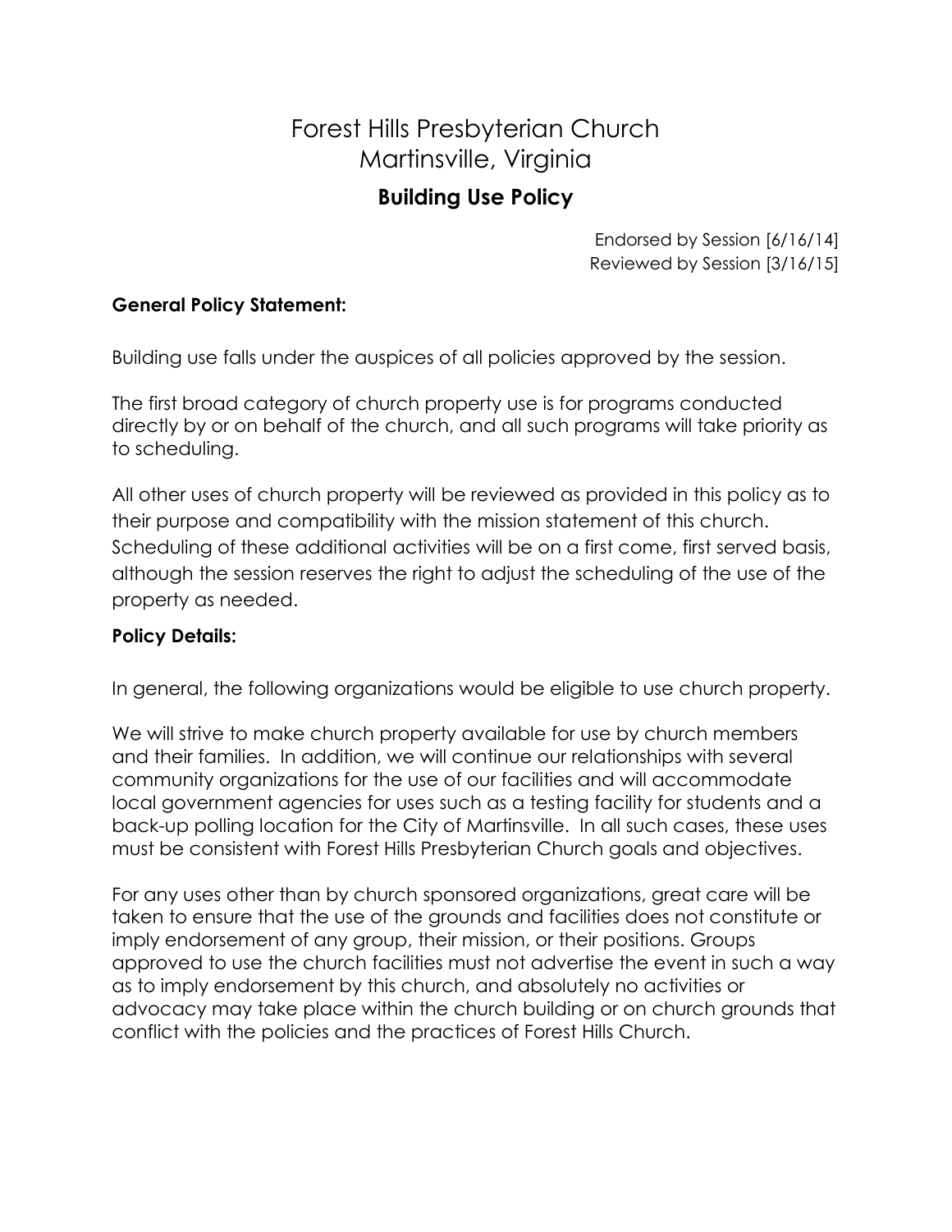# Forest Hills Presbyterian Church
# Martinsville, Virginia

## Building Use Policy

Endorsed by Session [6/16/14]
Reviewed by Session [3/16/15]

**General Policy Statement:**

Building use falls under the auspices of all policies approved by the session.

The first broad category of church property use is for programs conducted directly by or on behalf of the church, and all such programs will take priority as to scheduling.

All other uses of church property will be reviewed as provided in this policy as to their purpose and compatibility with the mission statement of this church. Scheduling of these additional activities will be on a first come, first served basis, although the session reserves the right to adjust the scheduling of the use of the property as needed.

**Policy Details:**

In general, the following organizations would be eligible to use church property.

We will strive to make church property available for use by church members and their families. In addition, we will continue our relationships with several community organizations for the use of our facilities and will accommodate local government agencies for uses such as a testing facility for students and a back-up polling location for the City of Martinsville. In all such cases, these uses must be consistent with Forest Hills Presbyterian Church goals and objectives.

For any uses other than by church sponsored organizations, great care will be taken to ensure that the use of the grounds and facilities does not constitute or imply endorsement of any group, their mission, or their positions. Groups approved to use the church facilities must not advertise the event in such a way as to imply endorsement by this church, and absolutely no activities or advocacy may take place within the church building or on church grounds that conflict with the policies and the practices of Forest Hills Church.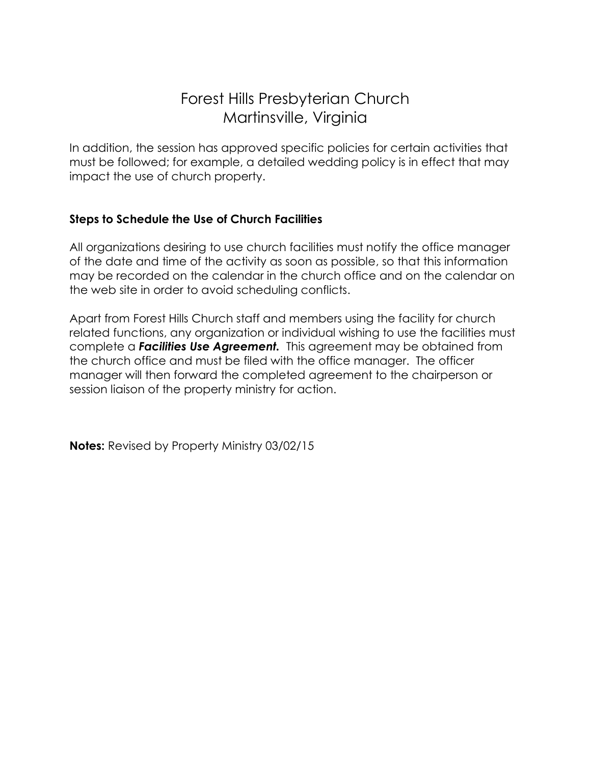# Forest Hills Presbyterian Church
# Martinsville, Virginia

In addition, the session has approved specific policies for certain activities that must be followed; for example, a detailed wedding policy is in effect that may impact the use of church property.

### Steps to Schedule the Use of Church Facilities

All organizations desiring to use church facilities must notify the office manager of the date and time of the activity as soon as possible, so that this information may be recorded on the calendar in the church office and on the calendar on the web site in order to avoid scheduling conflicts.

Apart from Forest Hills Church staff and members using the facility for church related functions, any organization or individual wishing to use the facilities must complete a ***Facilities Use Agreement.*** This agreement may be obtained from the church office and must be filed with the office manager. The officer manager will then forward the completed agreement to the chairperson or session liaison of the property ministry for action.

**Notes:** Revised by Property Ministry 03/02/15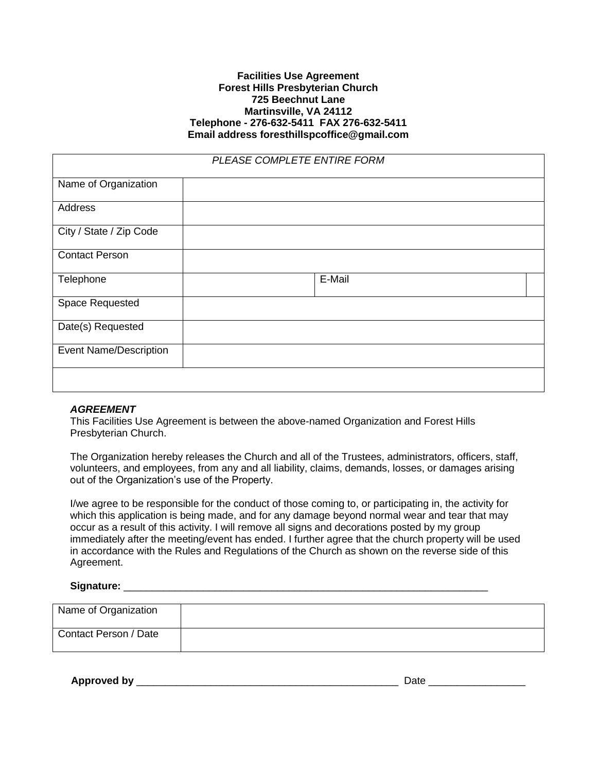**Facilities Use Agreement**
**Forest Hills Presbyterian Church**
**725 Beechnut Lane**
**Martinsville, VA 24112**
**Telephone - 276-632-5411 FAX 276-632-5411**
**Email address foresthillspcoffice@gmail.com**

| *PLEASE COMPLETE ENTIRE FORM* | | | |
|---|---|---|---|
| Name of Organization | | | |
| Address | | | |
| City / State / Zip Code | | | |
| Contact Person | | | |
| Telephone | | E-Mail | |
| Space Requested | | | |
| Date(s) Requested | | | |
| Event Name/Description | | | |
| | | | |

***AGREEMENT***

This Facilities Use Agreement is between the above-named Organization and Forest Hills Presbyterian Church.

The Organization hereby releases the Church and all of the Trustees, administrators, officers, staff, volunteers, and employees, from any and all liability, claims, demands, losses, or damages arising out of the Organization's use of the Property.

I/we agree to be responsible for the conduct of those coming to, or participating in, the activity for which this application is being made, and for any damage beyond normal wear and tear that may occur as a result of this activity. I will remove all signs and decorations posted by my group immediately after the meeting/event has ended. I further agree that the church property will be used in accordance with the Rules and Regulations of the Church as shown on the reverse side of this Agreement.

**Signature:** ___________________________________________________________________

| | |
|---|---|
| Name of Organization | |
| Contact Person / Date | |

**Approved by** ______________________________________________ Date ________________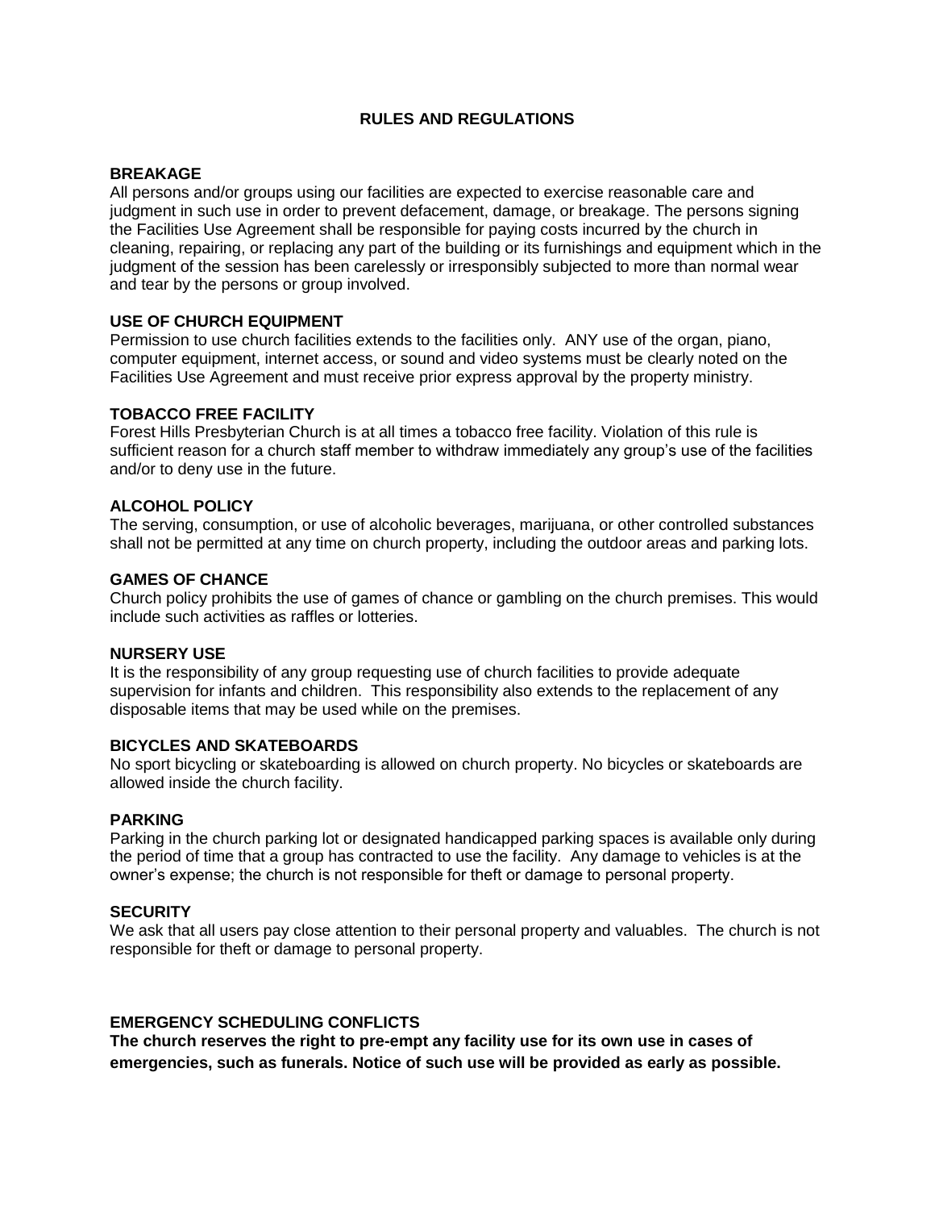# RULES AND REGULATIONS

## BREAKAGE

All persons and/or groups using our facilities are expected to exercise reasonable care and judgment in such use in order to prevent defacement, damage, or breakage. The persons signing the Facilities Use Agreement shall be responsible for paying costs incurred by the church in cleaning, repairing, or replacing any part of the building or its furnishings and equipment which in the judgment of the session has been carelessly or irresponsibly subjected to more than normal wear and tear by the persons or group involved.

## USE OF CHURCH EQUIPMENT

Permission to use church facilities extends to the facilities only. ANY use of the organ, piano, computer equipment, internet access, or sound and video systems must be clearly noted on the Facilities Use Agreement and must receive prior express approval by the property ministry.

## TOBACCO FREE FACILITY

Forest Hills Presbyterian Church is at all times a tobacco free facility. Violation of this rule is sufficient reason for a church staff member to withdraw immediately any group's use of the facilities and/or to deny use in the future.

## ALCOHOL POLICY

The serving, consumption, or use of alcoholic beverages, marijuana, or other controlled substances shall not be permitted at any time on church property, including the outdoor areas and parking lots.

## GAMES OF CHANCE

Church policy prohibits the use of games of chance or gambling on the church premises. This would include such activities as raffles or lotteries.

## NURSERY USE

It is the responsibility of any group requesting use of church facilities to provide adequate supervision for infants and children. This responsibility also extends to the replacement of any disposable items that may be used while on the premises.

## BICYCLES AND SKATEBOARDS

No sport bicycling or skateboarding is allowed on church property. No bicycles or skateboards are allowed inside the church facility.

## PARKING

Parking in the church parking lot or designated handicapped parking spaces is available only during the period of time that a group has contracted to use the facility. Any damage to vehicles is at the owner's expense; the church is not responsible for theft or damage to personal property.

## SECURITY

We ask that all users pay close attention to their personal property and valuables. The church is not responsible for theft or damage to personal property.

## EMERGENCY SCHEDULING CONFLICTS

**The church reserves the right to pre-empt any facility use for its own use in cases of emergencies, such as funerals. Notice of such use will be provided as early as possible.**